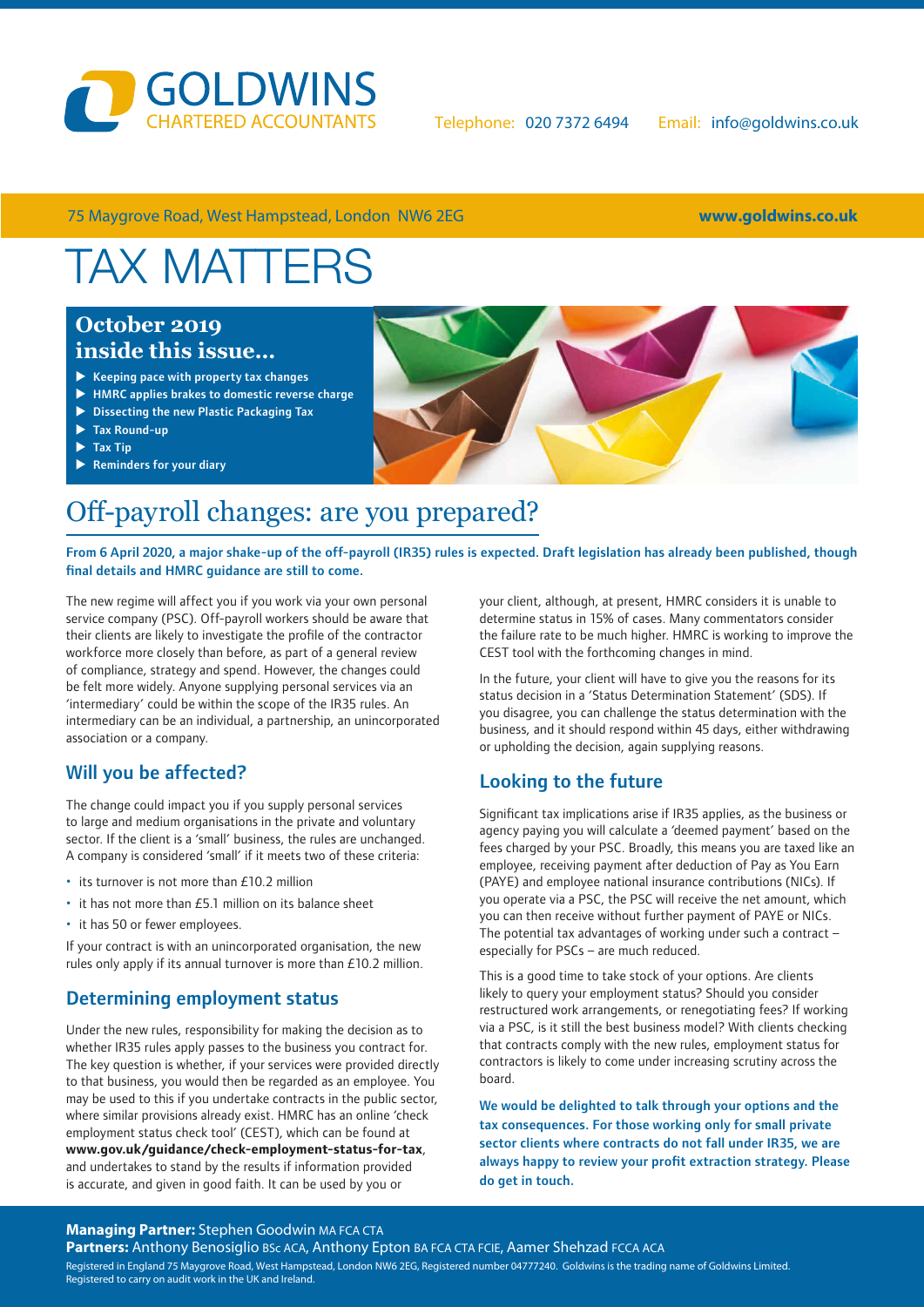GOLDWINS CHARTERED ACCOUNTANTS

Telephone: 020 7372 6494 Email: info@goldwins.co.uk

75 Maygrove Road, West Hampstead, London NW6 2EG **www.goldwins.co.uk**

# TAX MATTERS

## October 2019 inside this issue...

- Keeping pace with property tax changes
- HMRC applies brakes to domestic reverse charge
- Dissecting the new Plastic Packaging Tax
- Tax Round-up
- Tax Tip
- Reminders for your diary

# Off-payroll changes: are you prepared?

**From 6 April 2020, a major shake-up of the off-payroll (IR35) rules is expected. Draft legislation has already been published, though final details and HMRC guidance are still to come.**

The new regime will affect you if you work via your own personal service company (PSC). Off-payroll workers should be aware that their clients are likely to investigate the profile of the contractor workforce more closely than before, as part of a general review of compliance, strategy and spend. However, the changes could be felt more widely. Anyone supplying personal services via an 'intermediary' could be within the scope of the IR35 rules. An intermediary can be an individual, a partnership, an unincorporated association or a company.

## Will you be affected?

The change could impact you if you supply personal services to large and medium organisations in the private and voluntary sector. If the client is a 'small' business, the rules are unchanged. A company is considered 'small' if it meets two of these criteria:

- its turnover is not more than £10.2 million
- it has not more than £5.1 million on its balance sheet
- it has 50 or fewer employees.

If your contract is with an unincorporated organisation, the new rules only apply if its annual turnover is more than £10.2 million.

## Determining employment status

Under the new rules, responsibility for making the decision as to whether IR35 rules apply passes to the business you contract for. The key question is whether, if your services were provided directly to that business, you would then be regarded as an employee. You may be used to this if you undertake contracts in the public sector, where similar provisions already exist. HMRC has an online 'check employment status check tool' (CEST), which can be found at **www.gov.uk/guidance/check-employment-status-for-tax**, and undertakes to stand by the results if information provided is accurate, and given in good faith. It can be used by you or your client, although, at present, HMRC considers it is unable to determine status in 15% of cases. Many commentators consider the failure rate to be much higher. HMRC is working to improve the CEST tool with the forthcoming changes in mind.

In the future, your client will have to give you the reasons for its status decision in a 'Status Determination Statement' (SDS). If you disagree, you can challenge the status determination with the business, and it should respond within 45 days, either withdrawing or upholding the decision, again supplying reasons.

## Looking to the future

Significant tax implications arise if IR35 applies, as the business or agency paying you will calculate a 'deemed payment' based on the fees charged by your PSC. Broadly, this means you are taxed like an employee, receiving payment after deduction of Pay as You Earn (PAYE) and employee national insurance contributions (NICs). If you operate via a PSC, the PSC will receive the net amount, which you can then receive without further payment of PAYE or NICs. The potential tax advantages of working under such a contract – especially for PSCs – are much reduced.

This is a good time to take stock of your options. Are clients likely to query your employment status? Should you consider restructured work arrangements, or renegotiating fees? If working via a PSC, is it still the best business model? With clients checking that contracts comply with the new rules, employment status for contractors is likely to come under increasing scrutiny across the board.

**We would be delighted to talk through your options and the tax consequences. For those working only for small private sector clients where contracts do not fall under IR35, we are always happy to review your profit extraction strategy. Please do get in touch.**

**Managing Partner:** Stephen Goodwin MA FCA CTA
**Partners:** Anthony Benosiglio BSc ACA, Anthony Epton BA FCA CTA FCIE, Aamer Shehzad FCCA ACA
Registered in England 75 Maygrove Road, West Hampstead, London NW6 2EG, Registered number 04777240. Goldwins is the trading name of Goldwins Limited. Registered to carry on audit work in the UK and Ireland.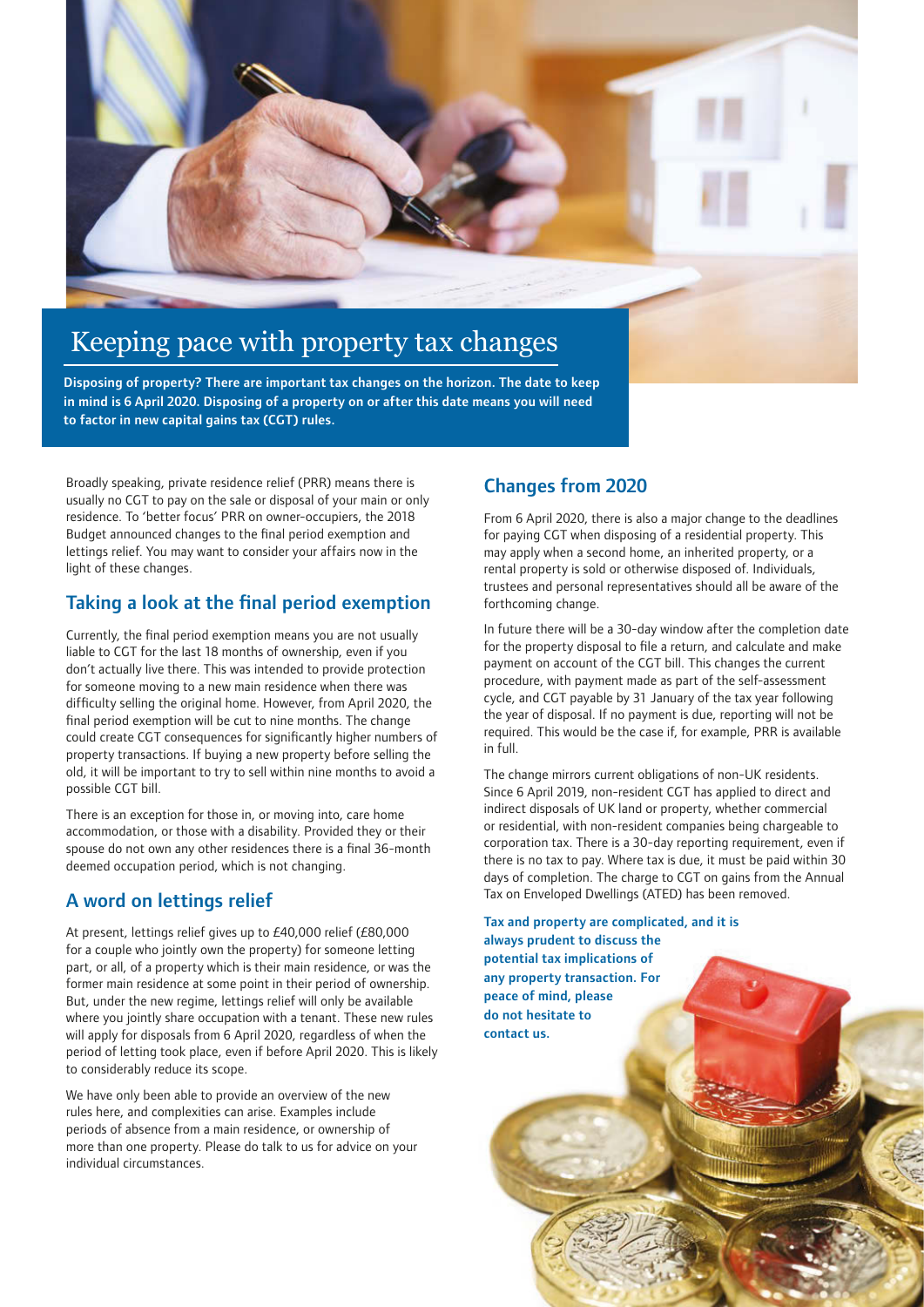# Keeping pace with property tax changes

**Disposing of property? There are important tax changes on the horizon. The date to keep in mind is 6 April 2020. Disposing of a property on or after this date means you will need to factor in new capital gains tax (CGT) rules.**

Broadly speaking, private residence relief (PRR) means there is usually no CGT to pay on the sale or disposal of your main or only residence. To 'better focus' PRR on owner-occupiers, the 2018 Budget announced changes to the final period exemption and lettings relief. You may want to consider your affairs now in the light of these changes.

## Taking a look at the final period exemption

Currently, the final period exemption means you are not usually liable to CGT for the last 18 months of ownership, even if you don't actually live there. This was intended to provide protection for someone moving to a new main residence when there was difficulty selling the original home. However, from April 2020, the final period exemption will be cut to nine months. The change could create CGT consequences for significantly higher numbers of property transactions. If buying a new property before selling the old, it will be important to try to sell within nine months to avoid a possible CGT bill.

There is an exception for those in, or moving into, care home accommodation, or those with a disability. Provided they or their spouse do not own any other residences there is a final 36-month deemed occupation period, which is not changing.

## A word on lettings relief

At present, lettings relief gives up to £40,000 relief (£80,000 for a couple who jointly own the property) for someone letting part, or all, of a property which is their main residence, or was the former main residence at some point in their period of ownership. But, under the new regime, lettings relief will only be available where you jointly share occupation with a tenant. These new rules will apply for disposals from 6 April 2020, regardless of when the period of letting took place, even if before April 2020. This is likely to considerably reduce its scope.

We have only been able to provide an overview of the new rules here, and complexities can arise. Examples include periods of absence from a main residence, or ownership of more than one property. Please do talk to us for advice on your individual circumstances.

## Changes from 2020

From 6 April 2020, there is also a major change to the deadlines for paying CGT when disposing of a residential property. This may apply when a second home, an inherited property, or a rental property is sold or otherwise disposed of. Individuals, trustees and personal representatives should all be aware of the forthcoming change.

In future there will be a 30-day window after the completion date for the property disposal to file a return, and calculate and make payment on account of the CGT bill. This changes the current procedure, with payment made as part of the self-assessment cycle, and CGT payable by 31 January of the tax year following the year of disposal. If no payment is due, reporting will not be required. This would be the case if, for example, PRR is available in full.

The change mirrors current obligations of non-UK residents. Since 6 April 2019, non-resident CGT has applied to direct and indirect disposals of UK land or property, whether commercial or residential, with non-resident companies being chargeable to corporation tax. There is a 30-day reporting requirement, even if there is no tax to pay. Where tax is due, it must be paid within 30 days of completion. The charge to CGT on gains from the Annual Tax on Enveloped Dwellings (ATED) has been removed.

**Tax and property are complicated, and it is always prudent to discuss the potential tax implications of any property transaction. For peace of mind, please do not hesitate to contact us.**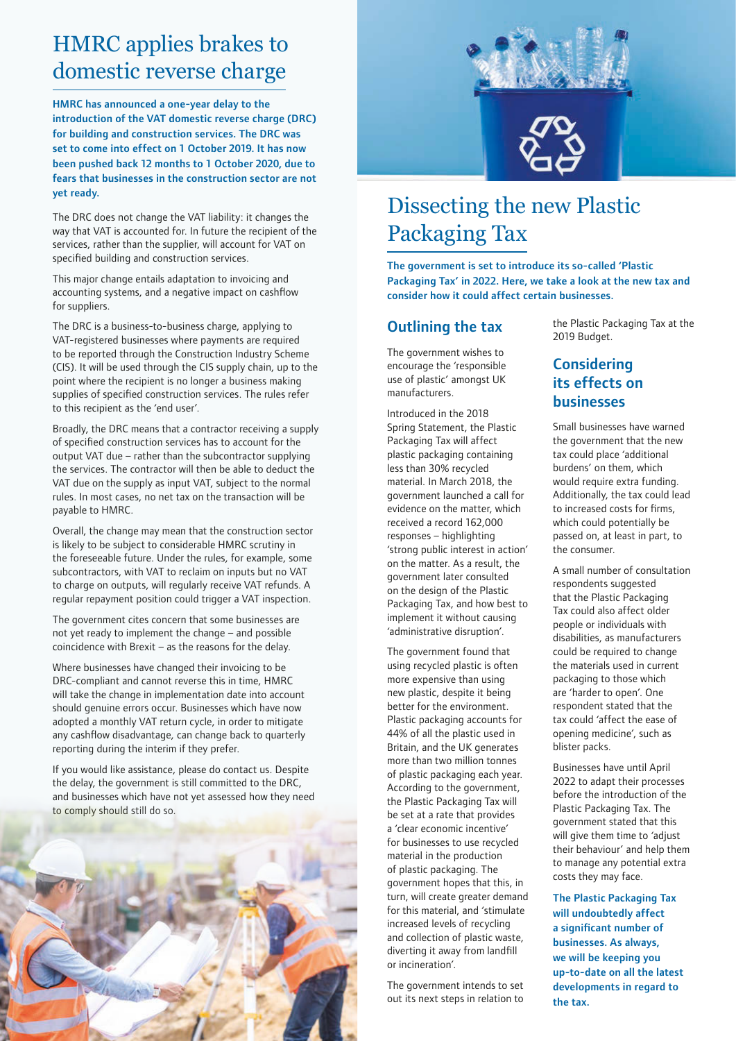# HMRC applies brakes to domestic reverse charge

**HMRC has announced a one-year delay to the introduction of the VAT domestic reverse charge (DRC) for building and construction services. The DRC was set to come into effect on 1 October 2019. It has now been pushed back 12 months to 1 October 2020, due to fears that businesses in the construction sector are not yet ready.**

The DRC does not change the VAT liability: it changes the way that VAT is accounted for. In future the recipient of the services, rather than the supplier, will account for VAT on specified building and construction services.

This major change entails adaptation to invoicing and accounting systems, and a negative impact on cashflow for suppliers.

The DRC is a business-to-business charge, applying to VAT-registered businesses where payments are required to be reported through the Construction Industry Scheme (CIS). It will be used through the CIS supply chain, up to the point where the recipient is no longer a business making supplies of specified construction services. The rules refer to this recipient as the 'end user'.

Broadly, the DRC means that a contractor receiving a supply of specified construction services has to account for the output VAT due – rather than the subcontractor supplying the services. The contractor will then be able to deduct the VAT due on the supply as input VAT, subject to the normal rules. In most cases, no net tax on the transaction will be payable to HMRC.

Overall, the change may mean that the construction sector is likely to be subject to considerable HMRC scrutiny in the foreseeable future. Under the rules, for example, some subcontractors, with VAT to reclaim on inputs but no VAT to charge on outputs, will regularly receive VAT refunds. A regular repayment position could trigger a VAT inspection.

The government cites concern that some businesses are not yet ready to implement the change – and possible coincidence with Brexit – as the reasons for the delay.

Where businesses have changed their invoicing to be DRC-compliant and cannot reverse this in time, HMRC will take the change in implementation date into account should genuine errors occur. Businesses which have now adopted a monthly VAT return cycle, in order to mitigate any cashflow disadvantage, can change back to quarterly reporting during the interim if they prefer.

If you would like assistance, please do contact us. Despite the delay, the government is still committed to the DRC, and businesses which have not yet assessed how they need to comply should still do so.

# Dissecting the new Plastic Packaging Tax

**The government is set to introduce its so-called 'Plastic Packaging Tax' in 2022. Here, we take a look at the new tax and consider how it could affect certain businesses.**

## Outlining the tax

The government wishes to encourage the 'responsible use of plastic' amongst UK manufacturers.

Introduced in the 2018 Spring Statement, the Plastic Packaging Tax will affect plastic packaging containing less than 30% recycled material. In March 2018, the government launched a call for evidence on the matter, which received a record 162,000 responses – highlighting 'strong public interest in action' on the matter. As a result, the government later consulted on the design of the Plastic Packaging Tax, and how best to implement it without causing 'administrative disruption'.

The government found that using recycled plastic is often more expensive than using new plastic, despite it being better for the environment. Plastic packaging accounts for 44% of all the plastic used in Britain, and the UK generates more than two million tonnes of plastic packaging each year. According to the government, the Plastic Packaging Tax will be set at a rate that provides a 'clear economic incentive' for businesses to use recycled material in the production of plastic packaging. The government hopes that this, in turn, will create greater demand for this material, and 'stimulate increased levels of recycling and collection of plastic waste, diverting it away from landfill or incineration'.

The government intends to set out its next steps in relation to the Plastic Packaging Tax at the 2019 Budget.

## Considering its effects on businesses

Small businesses have warned the government that the new tax could place 'additional burdens' on them, which would require extra funding. Additionally, the tax could lead to increased costs for firms, which could potentially be passed on, at least in part, to the consumer.

A small number of consultation respondents suggested that the Plastic Packaging Tax could also affect older people or individuals with disabilities, as manufacturers could be required to change the materials used in current packaging to those which are 'harder to open'. One respondent stated that the tax could 'affect the ease of opening medicine', such as blister packs.

Businesses have until April 2022 to adapt their processes before the introduction of the Plastic Packaging Tax. The government stated that this will give them time to 'adjust their behaviour' and help them to manage any potential extra costs they may face.

**The Plastic Packaging Tax will undoubtedly affect a significant number of businesses. As always, we will be keeping you up-to-date on all the latest developments in regard to the tax.**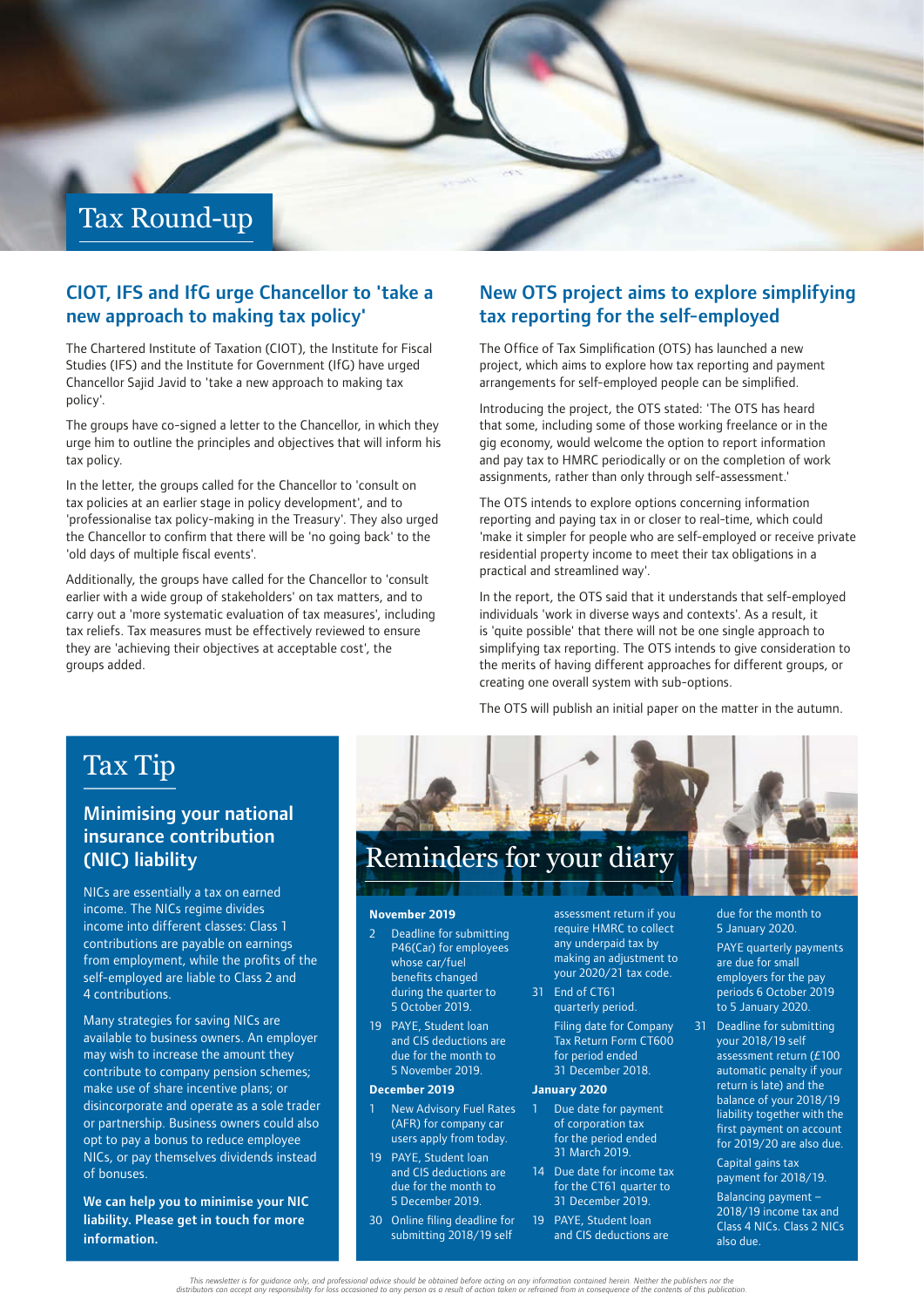# Tax Round-up

## CIOT, IFS and IfG urge Chancellor to 'take a new approach to making tax policy'

The Chartered Institute of Taxation (CIOT), the Institute for Fiscal Studies (IFS) and the Institute for Government (IfG) have urged Chancellor Sajid Javid to 'take a new approach to making tax policy'.

The groups have co-signed a letter to the Chancellor, in which they urge him to outline the principles and objectives that will inform his tax policy.

In the letter, the groups called for the Chancellor to 'consult on tax policies at an earlier stage in policy development', and to 'professionalise tax policy-making in the Treasury'. They also urged the Chancellor to confirm that there will be 'no going back' to the 'old days of multiple fiscal events'.

Additionally, the groups have called for the Chancellor to 'consult earlier with a wide group of stakeholders' on tax matters, and to carry out a 'more systematic evaluation of tax measures', including tax reliefs. Tax measures must be effectively reviewed to ensure they are 'achieving their objectives at acceptable cost', the groups added.

## New OTS project aims to explore simplifying tax reporting for the self-employed

The Office of Tax Simplification (OTS) has launched a new project, which aims to explore how tax reporting and payment arrangements for self-employed people can be simplified.

Introducing the project, the OTS stated: 'The OTS has heard that some, including some of those working freelance or in the gig economy, would welcome the option to report information and pay tax to HMRC periodically or on the completion of work assignments, rather than only through self-assessment.'

The OTS intends to explore options concerning information reporting and paying tax in or closer to real-time, which could 'make it simpler for people who are self-employed or receive private residential property income to meet their tax obligations in a practical and streamlined way'.

In the report, the OTS said that it understands that self-employed individuals 'work in diverse ways and contexts'. As a result, it is 'quite possible' that there will not be one single approach to simplifying tax reporting. The OTS intends to give consideration to the merits of having different approaches for different groups, or creating one overall system with sub-options.

The OTS will publish an initial paper on the matter in the autumn.

# Tax Tip

## Minimising your national insurance contribution (NIC) liability

NICs are essentially a tax on earned income. The NICs regime divides income into different classes: Class 1 contributions are payable on earnings from employment, while the self-employed are liable to Class 2 and 4 contributions.

Many strategies for saving NICs are available to business owners. An employer may wish to increase the amount they contribute to company pension schemes; make use of share incentive plans; or disincorporate and operate as a sole trader or partnership. Business owners could also opt to pay a bonus to reduce employee NICs, or pay themselves dividends instead of bonuses.

**We can help you to minimise your NIC liability. Please get in touch for more information.**

# Reminders for your diary

**November 2019**

- 2 Deadline for submitting P46(Car) for employees whose car/fuel benefits changed during the quarter to 5 October 2019.
- 19 PAYE, Student loan and CIS deductions are due for the month to 5 November 2019.

**December 2019**

- 1 New Advisory Fuel Rates (AFR) for company car users apply from today.
- 19 PAYE, Student loan and CIS deductions are due for the month to 5 December 2019.
- 30 Online filing deadline for submitting 2018/19 self assessment return if you require HMRC to collect any underpaid tax by making an adjustment to your 2020/21 tax code.
- 31 End of CT61 quarterly period.

  Filing date for Company Tax Return Form CT600 for period ended 31 December 2018.

**January 2020**

- 1 Due date for payment of corporation tax for the period ended 31 March 2019.
- 14 Due date for income tax for the CT61 quarter to 31 December 2019.
- 19 PAYE, Student loan and CIS deductions are due for the month to 5 January 2020.

  PAYE quarterly payments are due for small employers for the pay periods 6 October 2019 to 5 January 2020.
- 31 Deadline for submitting your 2018/19 self assessment return (£100 automatic penalty if your return is late) and the balance of your 2018/19 liability together with the first payment on account for 2019/20 are also due.

  Capital gains tax payment for 2018/19.

  Balancing payment – 2018/19 income tax and Class 4 NICs. Class 2 NICs also due.

*This newsletter is for guidance only, and professional advice should be obtained before acting on any information contained herein. Neither the publishers nor the distributors can accept any responsibility for loss occasioned to any person as a result of action taken or refrained from in consequence of the contents of this publication.*